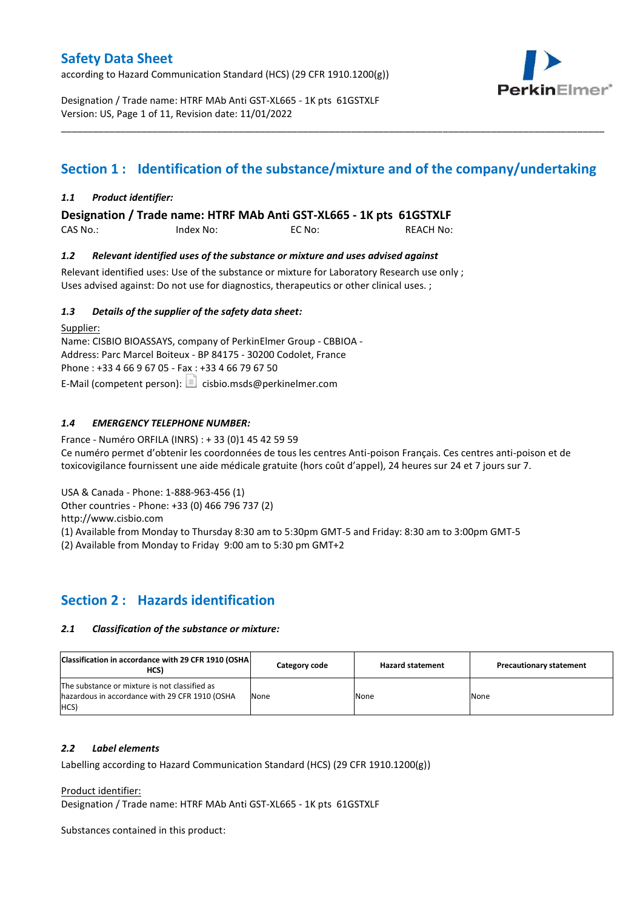# Safety Data Sheet

according to Hazard Communication Standard (HCS) (29 CFR 1910.1200(g))

Designation / Trade name: HTRF MAb Anti GST-XL665 - 1K pts 61GSTXLF
Version: US, Page 1 of 11, Revision date: 11/01/2022

## Section 1 : Identification of the substance/mixture and of the company/undertaking

### *1.1 Product identifier:*

**Designation / Trade name: HTRF MAb Anti GST-XL665 - 1K pts 61GSTXLF**

CAS No.: Index No: EC No: REACH No:

### *1.2 Relevant identified uses of the substance or mixture and uses advised against*

Relevant identified uses: Use of the substance or mixture for Laboratory Research use only ;
Uses advised against: Do not use for diagnostics, therapeutics or other clinical uses. ;

### *1.3 Details of the supplier of the safety data sheet:*

Supplier:
Name: CISBIO BIOASSAYS, company of PerkinElmer Group - CBBIOA -
Address: Parc Marcel Boiteux - BP 84175 - 30200 Codolet, France
Phone : +33 4 66 9 67 05 - Fax : +33 4 66 79 67 50
E-Mail (competent person): cisbio.msds@perkinelmer.com

### *1.4 EMERGENCY TELEPHONE NUMBER:*

France - Numéro ORFILA (INRS) : + 33 (0)1 45 42 59 59
Ce numéro permet d'obtenir les coordonnées de tous les centres Anti-poison Français. Ces centres anti-poison et de toxicovigilance fournissent une aide médicale gratuite (hors coût d'appel), 24 heures sur 24 et 7 jours sur 7.

USA & Canada - Phone: 1-888-963-456 (1)
Other countries - Phone: +33 (0) 466 796 737 (2)
http://www.cisbio.com
(1) Available from Monday to Thursday 8:30 am to 5:30pm GMT-5 and Friday: 8:30 am to 3:00pm GMT-5
(2) Available from Monday to Friday 9:00 am to 5:30 pm GMT+2

## Section 2 : Hazards identification

### *2.1 Classification of the substance or mixture:*

| Classification in accordance with 29 CFR 1910 (OSHA HCS) | Category code | Hazard statement | Precautionary statement |
|---|---|---|---|
| The substance or mixture is not classified as hazardous in accordance with 29 CFR 1910 (OSHA HCS) | None | None | None |

### *2.2 Label elements*

Labelling according to Hazard Communication Standard (HCS) (29 CFR 1910.1200(g))

Product identifier:
Designation / Trade name: HTRF MAb Anti GST-XL665 - 1K pts 61GSTXLF

Substances contained in this product: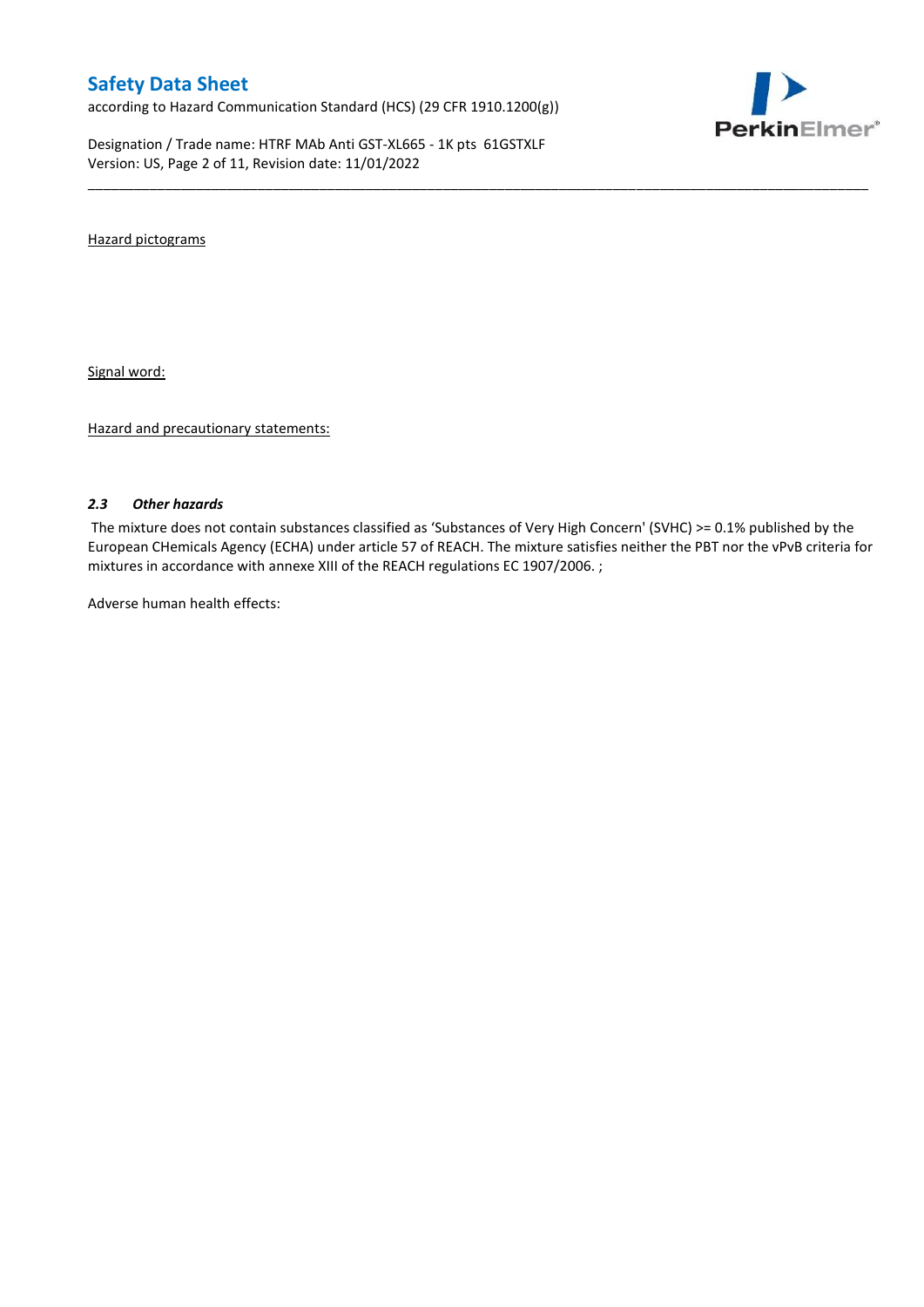Hazard pictograms

Signal word:

Hazard and precautionary statements:

### *2.3 Other hazards*

The mixture does not contain substances classified as 'Substances of Very High Concern' (SVHC) >= 0.1% published by the European CHemicals Agency (ECHA) under article 57 of REACH. The mixture satisfies neither the PBT nor the vPvB criteria for mixtures in accordance with annexe XIII of the REACH regulations EC 1907/2006. ;

Adverse human health effects: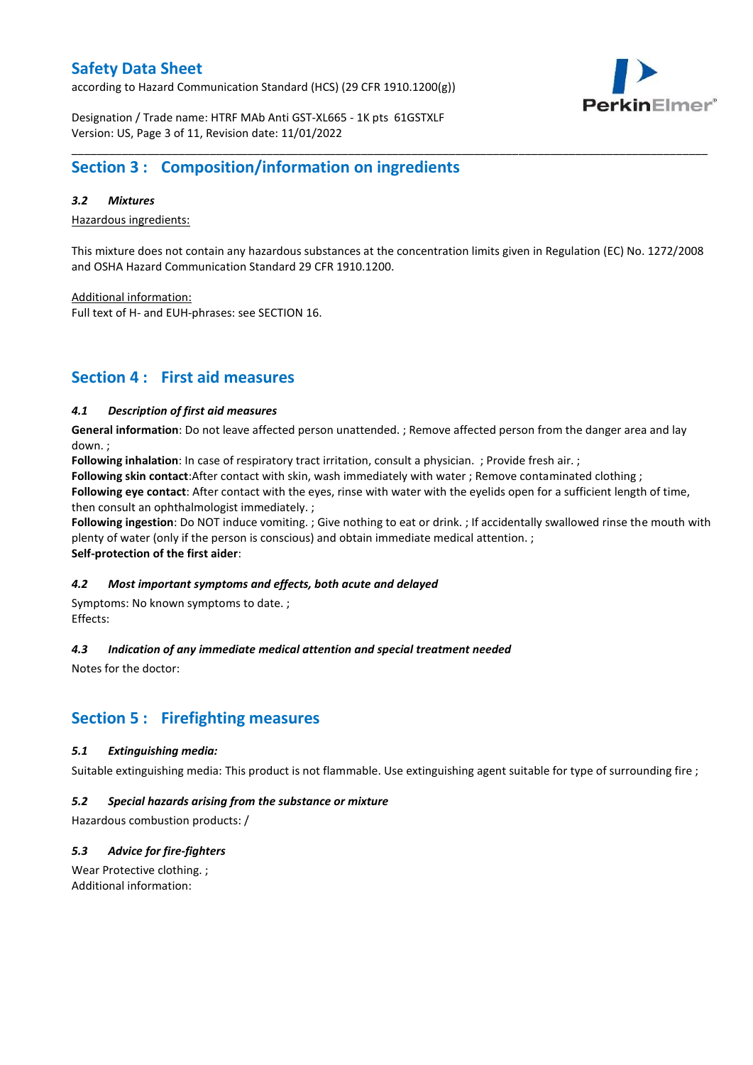## Section 3 : Composition/information on ingredients

### *3.2 Mixtures*

Hazardous ingredients:

This mixture does not contain any hazardous substances at the concentration limits given in Regulation (EC) No. 1272/2008 and OSHA Hazard Communication Standard 29 CFR 1910.1200.

Additional information:
Full text of H- and EUH-phrases: see SECTION 16.

## Section 4 : First aid measures

### *4.1 Description of first aid measures*

**General information**: Do not leave affected person unattended. ; Remove affected person from the danger area and lay down. ;
**Following inhalation**: In case of respiratory tract irritation, consult a physician. ; Provide fresh air. ;
**Following skin contact**:After contact with skin, wash immediately with water ; Remove contaminated clothing ;
**Following eye contact**: After contact with the eyes, rinse with water with the eyelids open for a sufficient length of time, then consult an ophthalmologist immediately. ;
**Following ingestion**: Do NOT induce vomiting. ; Give nothing to eat or drink. ; If accidentally swallowed rinse the mouth with plenty of water (only if the person is conscious) and obtain immediate medical attention. ;
**Self-protection of the first aider**:

### *4.2 Most important symptoms and effects, both acute and delayed*

Symptoms: No known symptoms to date. ;
Effects:

### *4.3 Indication of any immediate medical attention and special treatment needed*

Notes for the doctor:

## Section 5 : Firefighting measures

### *5.1 Extinguishing media:*

Suitable extinguishing media: This product is not flammable. Use extinguishing agent suitable for type of surrounding fire ;

### *5.2 Special hazards arising from the substance or mixture*

Hazardous combustion products: /

### *5.3 Advice for fire-fighters*

Wear Protective clothing. ;
Additional information: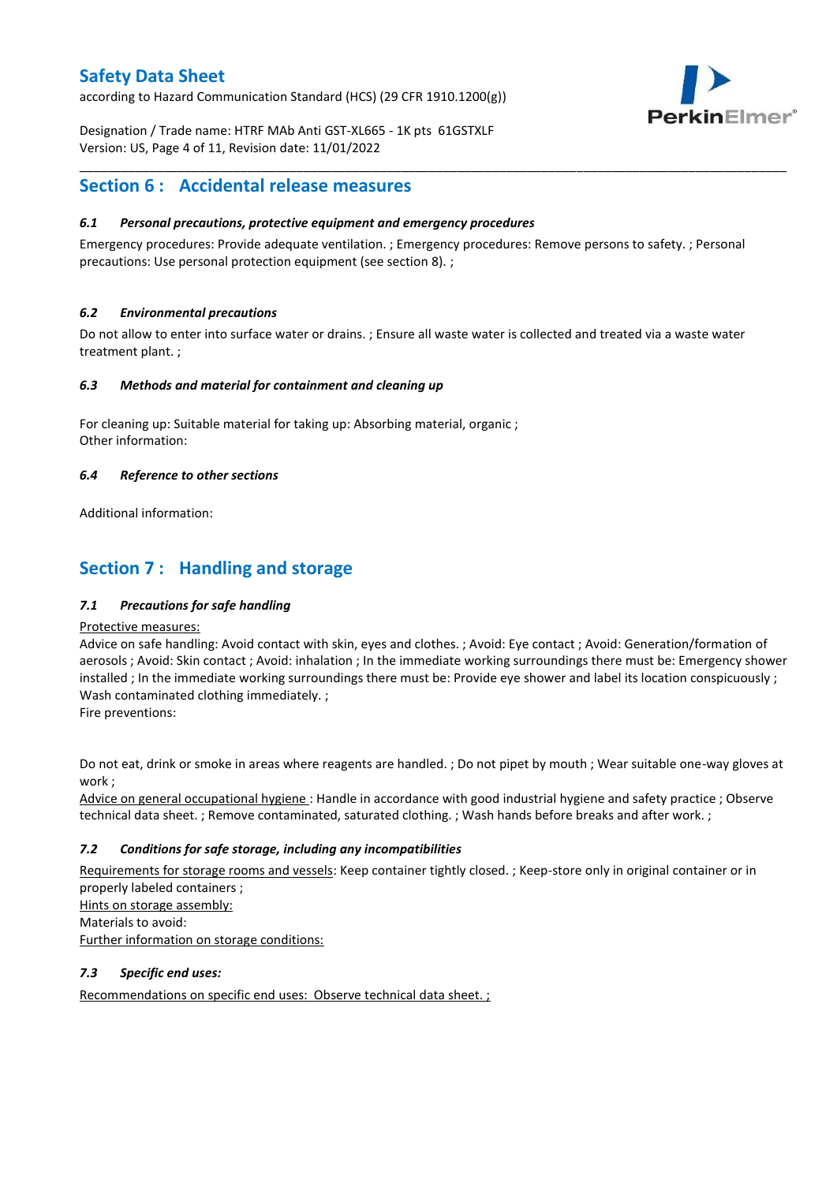## Section 6 : Accidental release measures

### *6.1 Personal precautions, protective equipment and emergency procedures*

Emergency procedures: Provide adequate ventilation. ; Emergency procedures: Remove persons to safety. ; Personal precautions: Use personal protection equipment (see section 8). ;

### *6.2 Environmental precautions*

Do not allow to enter into surface water or drains. ; Ensure all waste water is collected and treated via a waste water treatment plant. ;

### *6.3 Methods and material for containment and cleaning up*

For cleaning up: Suitable material for taking up: Absorbing material, organic ;
Other information:

### *6.4 Reference to other sections*

Additional information:

## Section 7 : Handling and storage

### *7.1 Precautions for safe handling*

Protective measures:
Advice on safe handling: Avoid contact with skin, eyes and clothes. ; Avoid: Eye contact ; Avoid: Generation/formation of aerosols ; Avoid: Skin contact ; Avoid: inhalation ; In the immediate working surroundings there must be: Emergency shower installed ; In the immediate working surroundings there must be: Provide eye shower and label its location conspicuously ; Wash contaminated clothing immediately. ;
Fire preventions:

Do not eat, drink or smoke in areas where reagents are handled. ; Do not pipet by mouth ; Wear suitable one-way gloves at work ;
Advice on general occupational hygiene : Handle in accordance with good industrial hygiene and safety practice ; Observe technical data sheet. ; Remove contaminated, saturated clothing. ; Wash hands before breaks and after work. ;

### *7.2 Conditions for safe storage, including any incompatibilities*

Requirements for storage rooms and vessels: Keep container tightly closed. ; Keep-store only in original container or in properly labeled containers ;
Hints on storage assembly:
Materials to avoid:
Further information on storage conditions:

### *7.3 Specific end uses:*

Recommendations on specific end uses: Observe technical data sheet. ;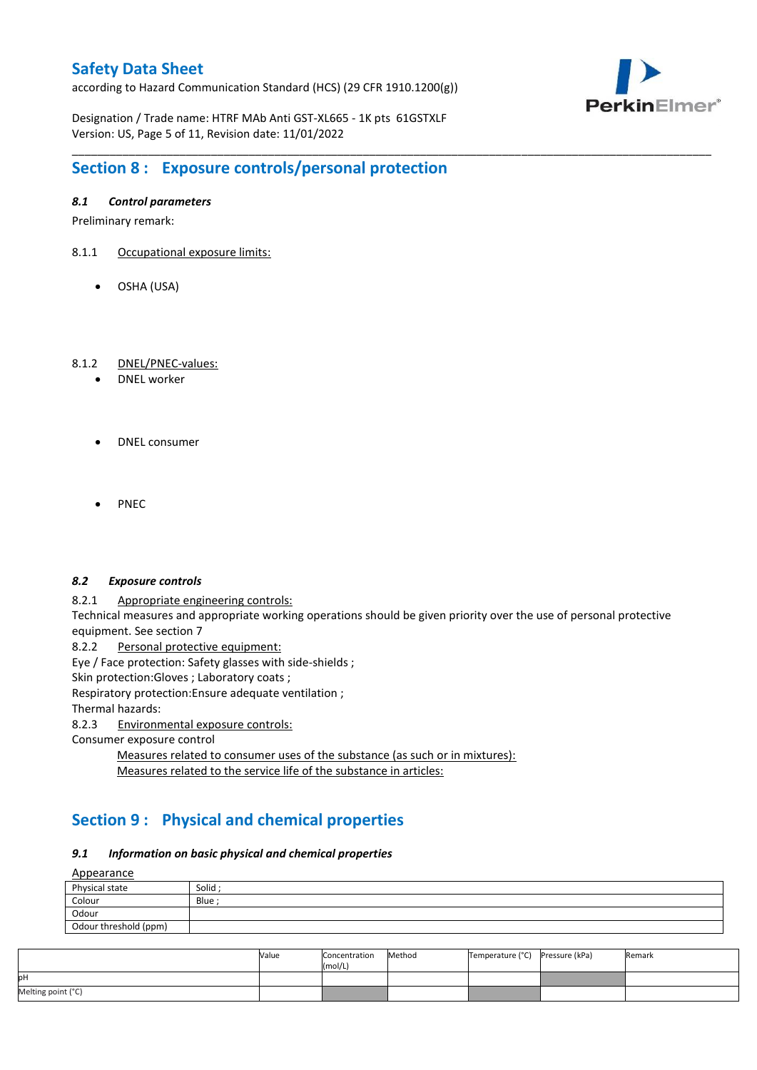## Section 8 : Exposure controls/personal protection

### *8.1 Control parameters*

Preliminary remark:

8.1.1 Occupational exposure limits:

- OSHA (USA)

8.1.2 DNEL/PNEC-values:

- DNEL worker

- DNEL consumer

- PNEC

### *8.2 Exposure controls*

8.2.1 Appropriate engineering controls:

Technical measures and appropriate working operations should be given priority over the use of personal protective equipment. See section 7

8.2.2 Personal protective equipment:

Eye / Face protection: Safety glasses with side-shields ;

Skin protection:Gloves ; Laboratory coats ;

Respiratory protection:Ensure adequate ventilation ;

Thermal hazards:

8.2.3 Environmental exposure controls:

Consumer exposure control

Measures related to consumer uses of the substance (as such or in mixtures):

Measures related to the service life of the substance in articles:

## Section 9 : Physical and chemical properties

### *9.1 Information on basic physical and chemical properties*

Appearance

| Physical state | Solid ; |
|---|---|
| Colour | Blue ; |
| Odour | |
| Odour threshold (ppm) | |

| | Value | Concentration (mol/L) | Method | Temperature (°C) | Pressure (kPa) | Remark |
|---|---|---|---|---|---|---|
| pH | | | | | | |
| Melting point (°C) | | | | | | |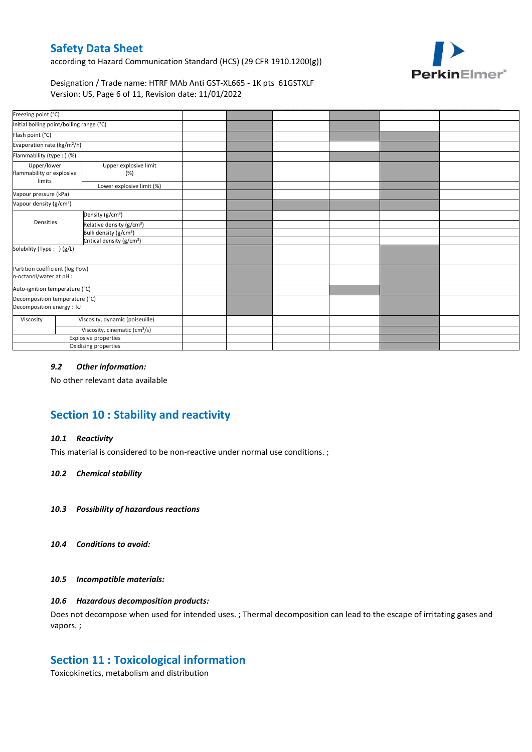| | | | | | | | |
|---|---|---|---|---|---|---|---|
| Freezing point (°C) | | | | | | | |
| Initial boiling point/boiling range (°C) | | | | | | | |
| Flash point (°C) | | | | | | | |
| Evaporation rate (kg/m²/h) | | | | | | | |
| Flammability (type : ) (%) | | | | | | | |
| Upper/lower flammability or explosive limits | Upper explosive limit (%) | | | | | | |
| | Lower explosive limit (%) | | | | | | |
| Vapour pressure (kPa) | | | | | | | |
| Vapour density (g/cm³) | | | | | | | |
| Densities | Density (g/cm³) | | | | | | |
| | Relative density (g/cm³) | | | | | | |
| | Bulk density (g/cm³) | | | | | | |
| | Critical density (g/cm³) | | | | | | |
| Solubility (Type : ) (g/L) | | | | | | | |
| Partition coefficient (log Pow) n-octanol/water at pH : | | | | | | | |
| Auto-ignition temperature (°C) | | | | | | | |
| Decomposition temperature (°C) Decomposition energy : kJ | | | | | | | |
| Viscosity | Viscosity, dynamic (poiseuille) | | | | | | |
| | Viscosity, cinematic (cm³/s) | | | | | | |
| Explosive properties | | | | | | | |
| Oxidising properties | | | | | | | |

### *9.2 Other information:*

No other relevant data available

## Section 10 : Stability and reactivity

### *10.1 Reactivity*

This material is considered to be non-reactive under normal use conditions. ;

### *10.2 Chemical stability*

### *10.3 Possibility of hazardous reactions*

### *10.4 Conditions to avoid:*

### *10.5 Incompatible materials:*

### *10.6 Hazardous decomposition products:*

Does not decompose when used for intended uses. ; Thermal decomposition can lead to the escape of irritating gases and vapors. ;

## Section 11 : Toxicological information

Toxicokinetics, metabolism and distribution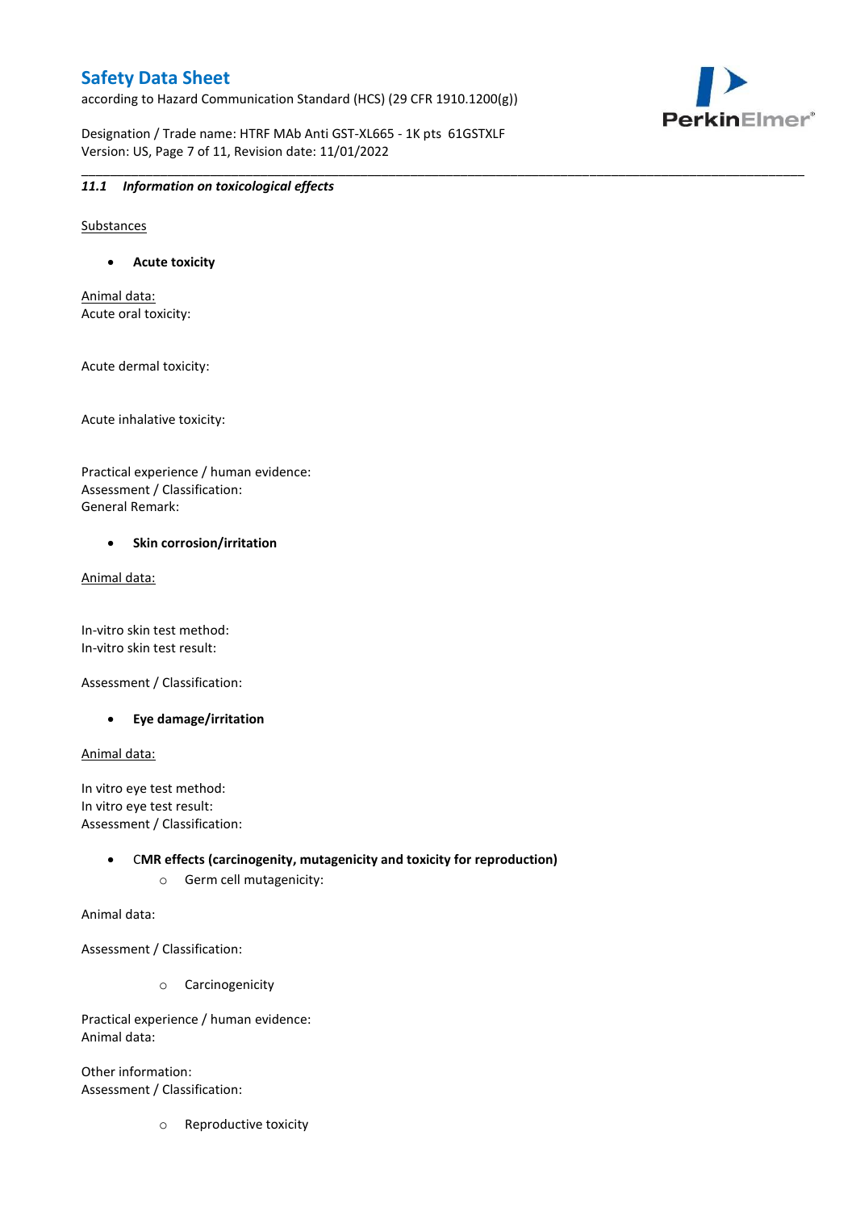### 11.1 *Information on toxicological effects*

Substances

- **Acute toxicity**

Animal data:
Acute oral toxicity:

Acute dermal toxicity:

Acute inhalative toxicity:

Practical experience / human evidence:
Assessment / Classification:
General Remark:

- **Skin corrosion/irritation**

Animal data:

In-vitro skin test method:
In-vitro skin test result:

Assessment / Classification:

- **Eye damage/irritation**

Animal data:

In vitro eye test method:
In vitro eye test result:
Assessment / Classification:

- **CMR effects (carcinogenity, mutagenicity and toxicity for reproduction)**
  - Germ cell mutagenicity:

Animal data:

Assessment / Classification:

  - Carcinogenicity

Practical experience / human evidence:
Animal data:

Other information:
Assessment / Classification:

  - Reproductive toxicity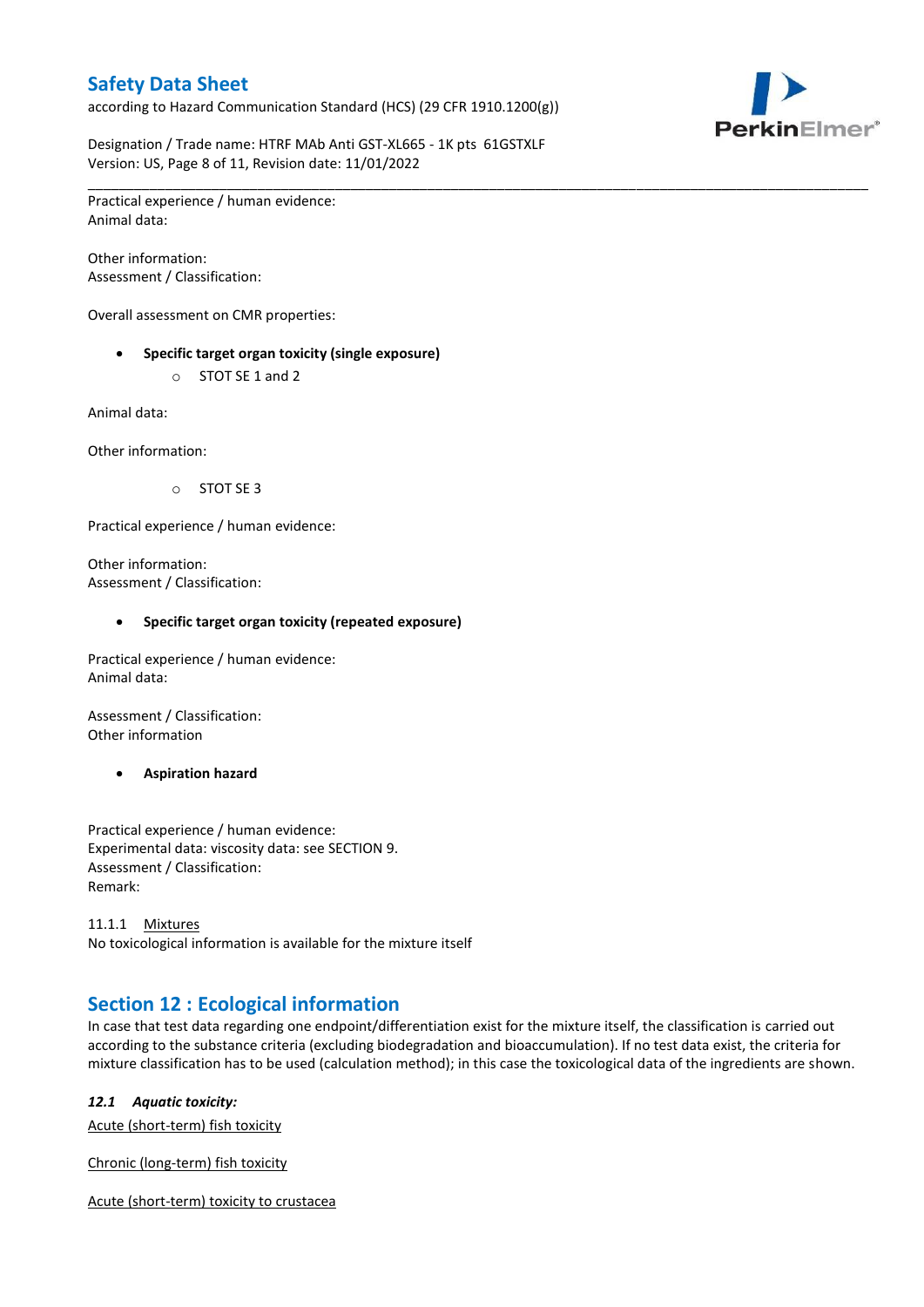Practical experience / human evidence:
Animal data:

Other information:
Assessment / Classification:

Overall assessment on CMR properties:

- **Specific target organ toxicity (single exposure)**
  - STOT SE 1 and 2

Animal data:

Other information:

  - STOT SE 3

Practical experience / human evidence:

Other information:
Assessment / Classification:

- **Specific target organ toxicity (repeated exposure)**

Practical experience / human evidence:
Animal data:

Assessment / Classification:
Other information

- **Aspiration hazard**

Practical experience / human evidence:
Experimental data: viscosity data: see SECTION 9.
Assessment / Classification:
Remark:

11.1.1 Mixtures
No toxicological information is available for the mixture itself

## Section 12 : Ecological information

In case that test data regarding one endpoint/differentiation exist for the mixture itself, the classification is carried out according to the substance criteria (excluding biodegradation and bioaccumulation). If no test data exist, the criteria for mixture classification has to be used (calculation method); in this case the toxicological data of the ingredients are shown.

### *12.1 Aquatic toxicity:*

Acute (short-term) fish toxicity

Chronic (long-term) fish toxicity

Acute (short-term) toxicity to crustacea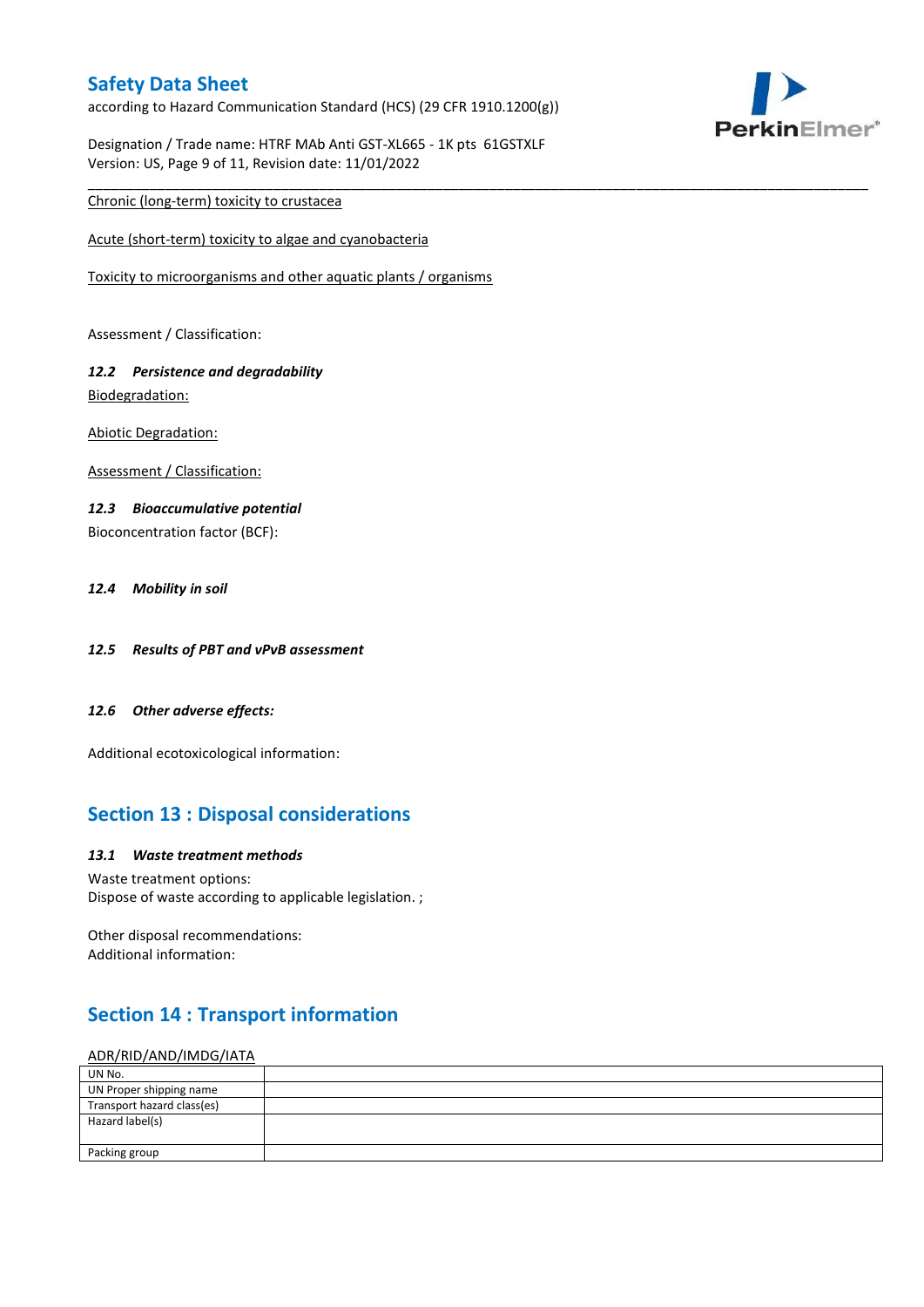Chronic (long-term) toxicity to crustacea

Acute (short-term) toxicity to algae and cyanobacteria

Toxicity to microorganisms and other aquatic plants / organisms

Assessment / Classification:

### *12.2 Persistence and degradability*

Biodegradation:

Abiotic Degradation:

Assessment / Classification:

### *12.3 Bioaccumulative potential*

Bioconcentration factor (BCF):

### *12.4 Mobility in soil*

### *12.5 Results of PBT and vPvB assessment*

### *12.6 Other adverse effects:*

Additional ecotoxicological information:

## Section 13 : Disposal considerations

### *13.1 Waste treatment methods*

Waste treatment options:
Dispose of waste according to applicable legislation. ;

Other disposal recommendations:
Additional information:

## Section 14 : Transport information

ADR/RID/AND/IMDG/IATA

| | |
|---|---|
| UN No. | |
| UN Proper shipping name | |
| Transport hazard class(es) | |
| Hazard label(s) | |
| Packing group | |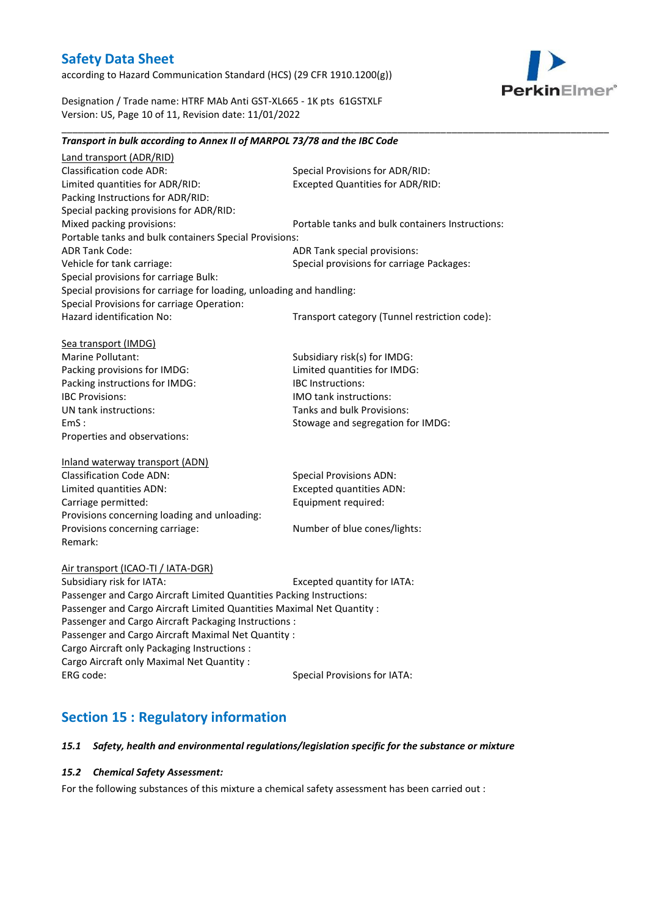***Transport in bulk according to Annex II of MARPOL 73/78 and the IBC Code***

Land transport (ADR/RID)

Classification code ADR:
Special Provisions for ADR/RID:
Limited quantities for ADR/RID:
Excepted Quantities for ADR/RID:
Packing Instructions for ADR/RID:
Special packing provisions for ADR/RID:
Mixed packing provisions:
Portable tanks and bulk containers Instructions:
Portable tanks and bulk containers Special Provisions:
ADR Tank Code:
ADR Tank special provisions:
Vehicle for tank carriage:
Special provisions for carriage Packages:
Special provisions for carriage Bulk:
Special provisions for carriage for loading, unloading and handling:
Special Provisions for carriage Operation:
Hazard identification No:
Transport category (Tunnel restriction code):

Sea transport (IMDG)

Marine Pollutant:
Subsidiary risk(s) for IMDG:
Packing provisions for IMDG:
Limited quantities for IMDG:
Packing instructions for IMDG:
IBC Instructions:
IBC Provisions:
IMO tank instructions:
UN tank instructions:
Tanks and bulk Provisions:
EmS :
Stowage and segregation for IMDG:
Properties and observations:

Inland waterway transport (ADN)

Classification Code ADN:
Special Provisions ADN:
Limited quantities ADN:
Excepted quantities ADN:
Carriage permitted:
Equipment required:
Provisions concerning loading and unloading:
Provisions concerning carriage:
Number of blue cones/lights:
Remark:

Air transport (ICAO-TI / IATA-DGR)

Subsidiary risk for IATA:
Excepted quantity for IATA:
Passenger and Cargo Aircraft Limited Quantities Packing Instructions:
Passenger and Cargo Aircraft Limited Quantities Maximal Net Quantity :
Passenger and Cargo Aircraft Packaging Instructions :
Passenger and Cargo Aircraft Maximal Net Quantity :
Cargo Aircraft only Packaging Instructions :
Cargo Aircraft only Maximal Net Quantity :
ERG code:
Special Provisions for IATA:

## Section 15 : Regulatory information

***15.1 Safety, health and environmental regulations/legislation specific for the substance or mixture***

***15.2 Chemical Safety Assessment:***

For the following substances of this mixture a chemical safety assessment has been carried out :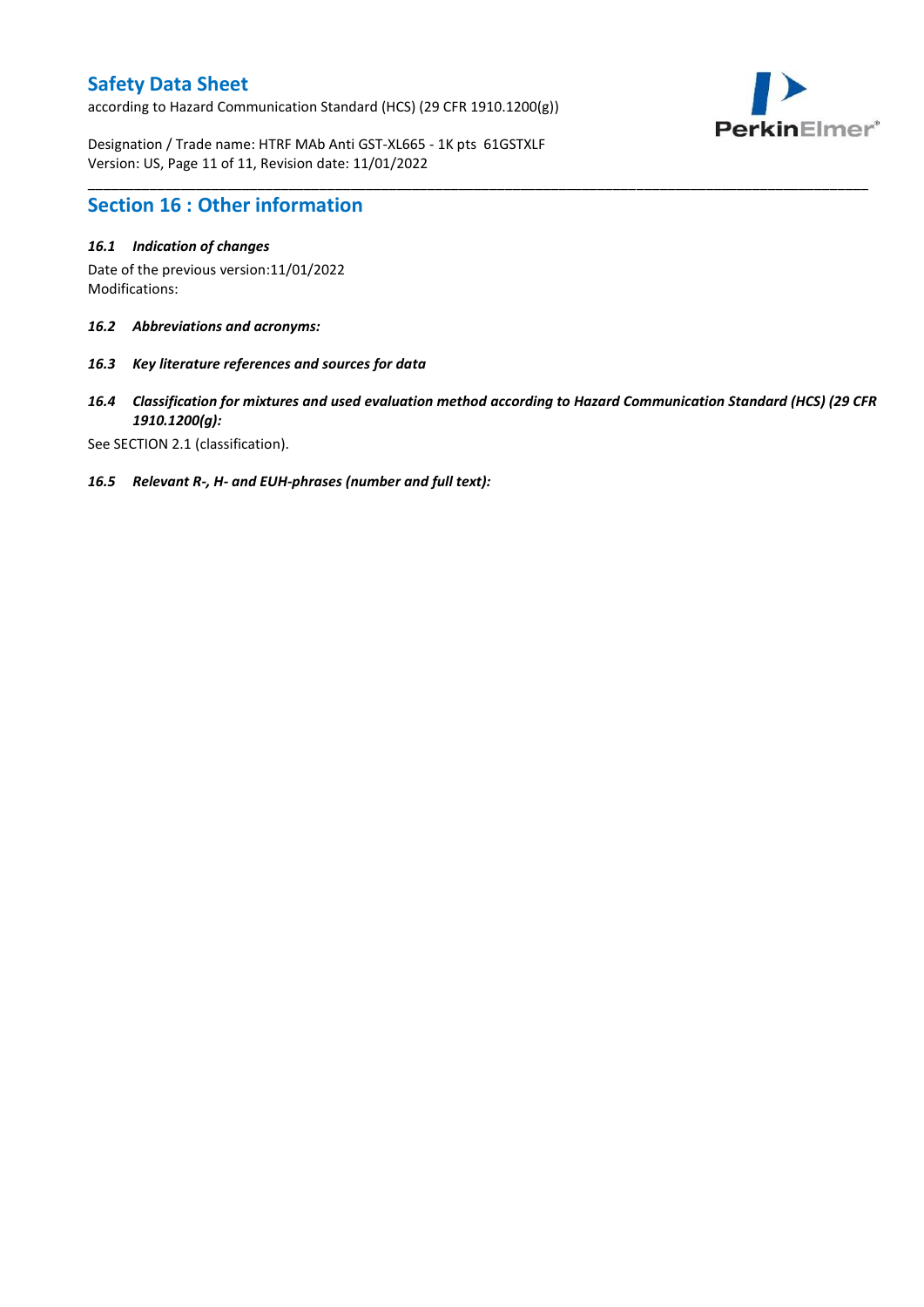## Section 16 : Other information

### *16.1 Indication of changes*

Date of the previous version:11/01/2022
Modifications:

### *16.2 Abbreviations and acronyms:*

### *16.3 Key literature references and sources for data*

### *16.4 Classification for mixtures and used evaluation method according to Hazard Communication Standard (HCS) (29 CFR 1910.1200(g):*

See SECTION 2.1 (classification).

### *16.5 Relevant R-, H- and EUH-phrases (number and full text):*